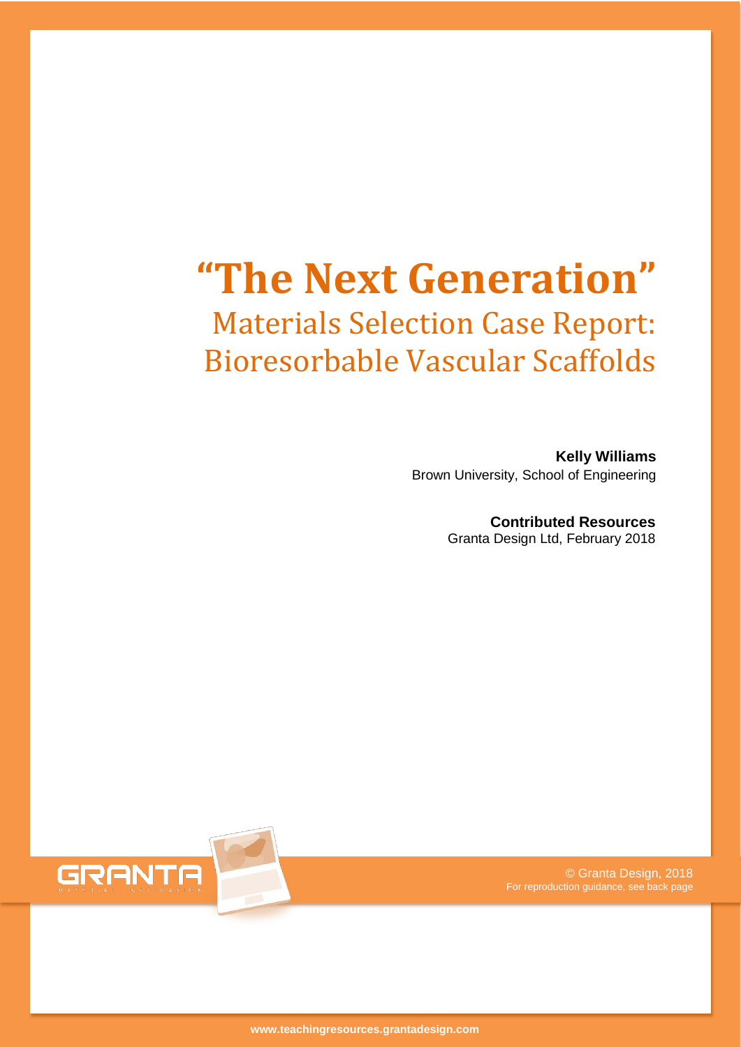# "The Next Generation"

## Materials Selection Case Report: Bioresorbable Vascular Scaffolds

**Kelly Williams**
Brown University, School of Engineering

**Contributed Resources**
Granta Design Ltd, February 2018

© Granta Design, 2018
For reproduction guidance, see back page

www.teachingresources.grantadesign.com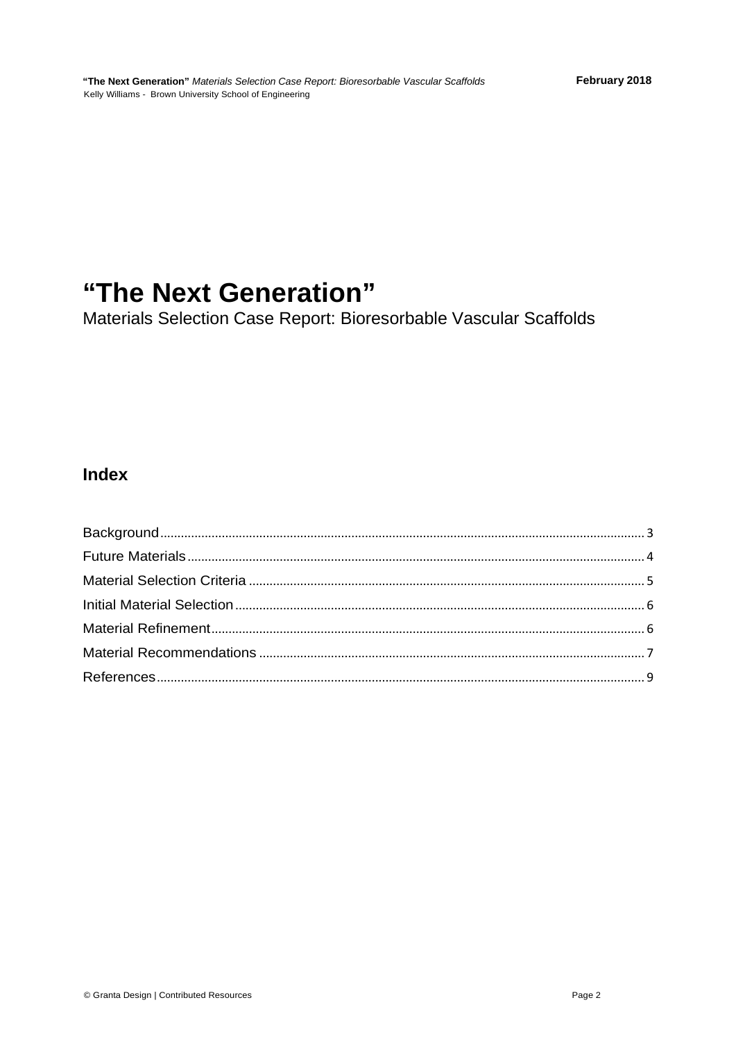# "The Next Generation"

Materials Selection Case Report: Bioresorbable Vascular Scaffolds

## Index

| | |
|---|---|
| Background | 3 |
| Future Materials | 4 |
| Material Selection Criteria | 5 |
| Initial Material Selection | 6 |
| Material Refinement | 6 |
| Material Recommendations | 7 |
| References | 9 |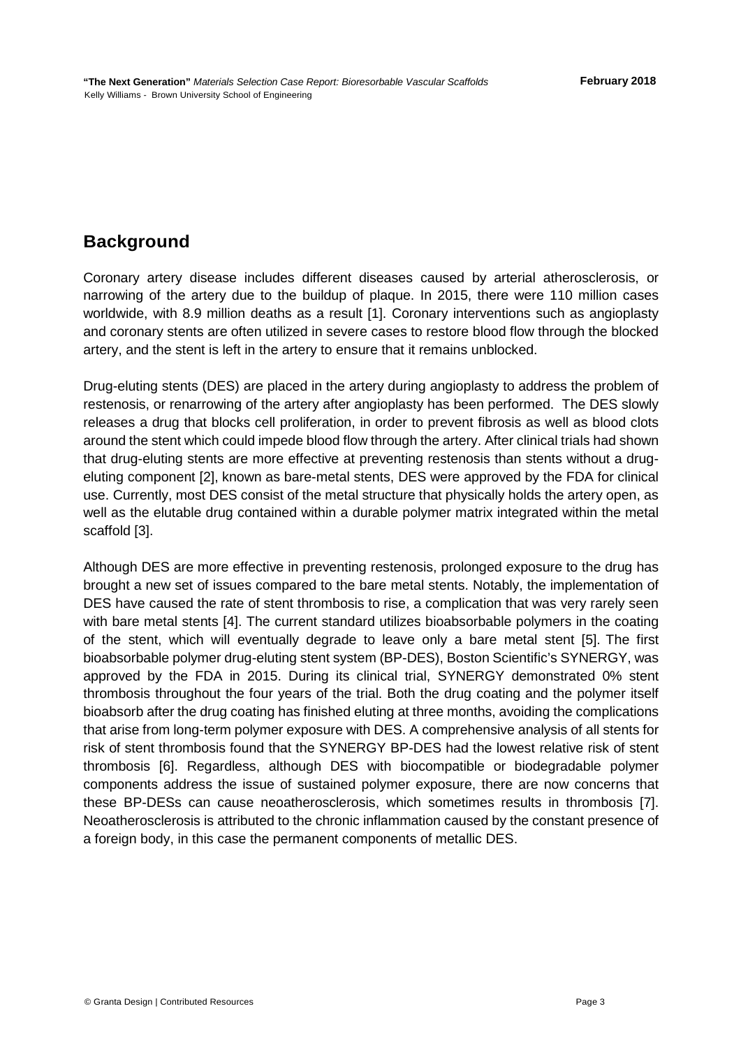## Background

Coronary artery disease includes different diseases caused by arterial atherosclerosis, or narrowing of the artery due to the buildup of plaque. In 2015, there were 110 million cases worldwide, with 8.9 million deaths as a result [1]. Coronary interventions such as angioplasty and coronary stents are often utilized in severe cases to restore blood flow through the blocked artery, and the stent is left in the artery to ensure that it remains unblocked.

Drug-eluting stents (DES) are placed in the artery during angioplasty to address the problem of restenosis, or renarrowing of the artery after angioplasty has been performed. The DES slowly releases a drug that blocks cell proliferation, in order to prevent fibrosis as well as blood clots around the stent which could impede blood flow through the artery. After clinical trials had shown that drug-eluting stents are more effective at preventing restenosis than stents without a drug-eluting component [2], known as bare-metal stents, DES were approved by the FDA for clinical use. Currently, most DES consist of the metal structure that physically holds the artery open, as well as the elutable drug contained within a durable polymer matrix integrated within the metal scaffold [3].

Although DES are more effective in preventing restenosis, prolonged exposure to the drug has brought a new set of issues compared to the bare metal stents. Notably, the implementation of DES have caused the rate of stent thrombosis to rise, a complication that was very rarely seen with bare metal stents [4]. The current standard utilizes bioabsorbable polymers in the coating of the stent, which will eventually degrade to leave only a bare metal stent [5]. The first bioabsorbable polymer drug-eluting stent system (BP-DES), Boston Scientific's SYNERGY, was approved by the FDA in 2015. During its clinical trial, SYNERGY demonstrated 0% stent thrombosis throughout the four years of the trial. Both the drug coating and the polymer itself bioabsorb after the drug coating has finished eluting at three months, avoiding the complications that arise from long-term polymer exposure with DES. A comprehensive analysis of all stents for risk of stent thrombosis found that the SYNERGY BP-DES had the lowest relative risk of stent thrombosis [6]. Regardless, although DES with biocompatible or biodegradable polymer components address the issue of sustained polymer exposure, there are now concerns that these BP-DESs can cause neoatherosclerosis, which sometimes results in thrombosis [7]. Neoatherosclerosis is attributed to the chronic inflammation caused by the constant presence of a foreign body, in this case the permanent components of metallic DES.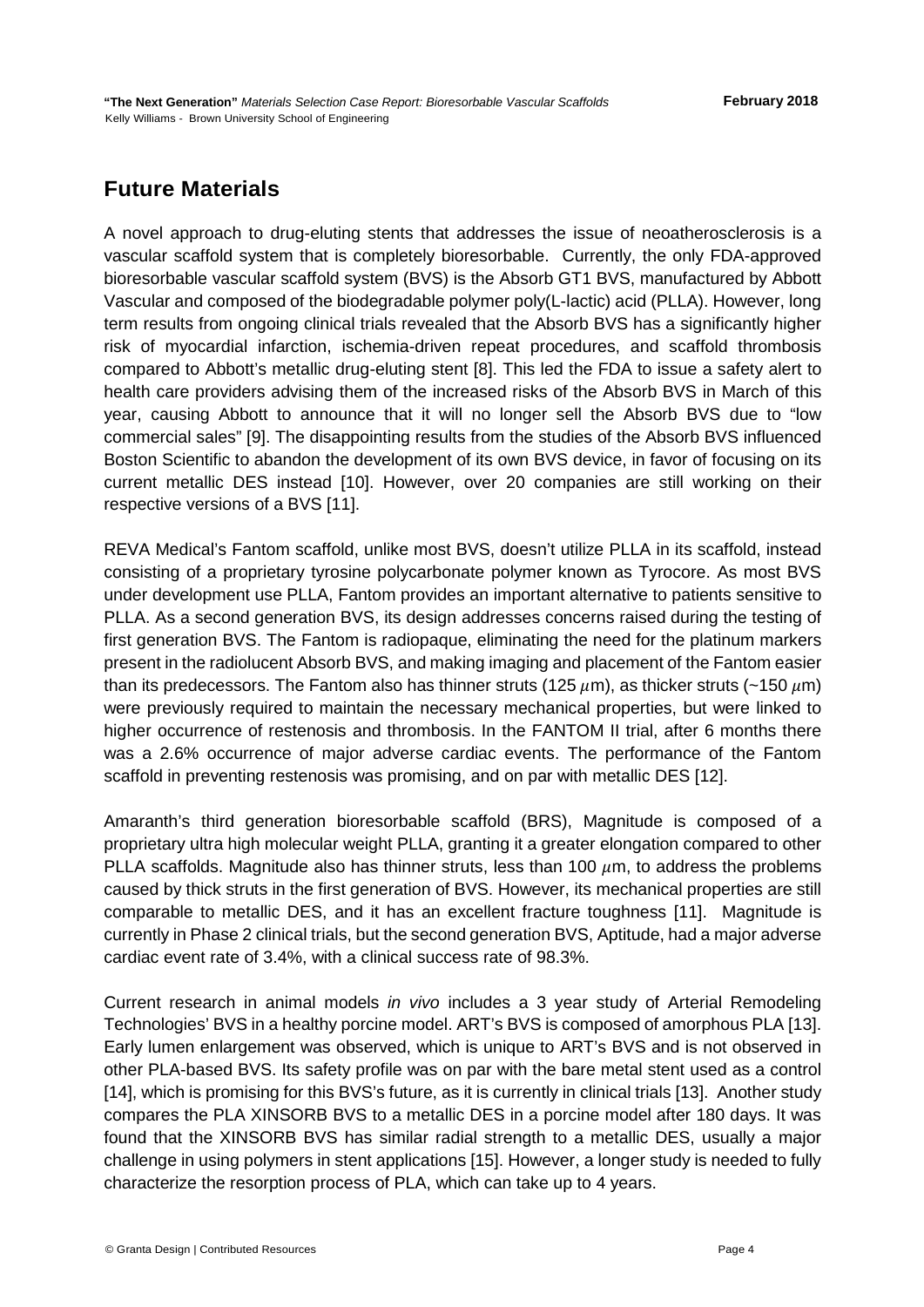## Future Materials

A novel approach to drug-eluting stents that addresses the issue of neoatherosclerosis is a vascular scaffold system that is completely bioresorbable. Currently, the only FDA-approved bioresorbable vascular scaffold system (BVS) is the Absorb GT1 BVS, manufactured by Abbott Vascular and composed of the biodegradable polymer poly(L-lactic) acid (PLLA). However, long term results from ongoing clinical trials revealed that the Absorb BVS has a significantly higher risk of myocardial infarction, ischemia-driven repeat procedures, and scaffold thrombosis compared to Abbott's metallic drug-eluting stent [8]. This led the FDA to issue a safety alert to health care providers advising them of the increased risks of the Absorb BVS in March of this year, causing Abbott to announce that it will no longer sell the Absorb BVS due to "low commercial sales" [9]. The disappointing results from the studies of the Absorb BVS influenced Boston Scientific to abandon the development of its own BVS device, in favor of focusing on its current metallic DES instead [10]. However, over 20 companies are still working on their respective versions of a BVS [11].

REVA Medical's Fantom scaffold, unlike most BVS, doesn't utilize PLLA in its scaffold, instead consisting of a proprietary tyrosine polycarbonate polymer known as Tyrocore. As most BVS under development use PLLA, Fantom provides an important alternative to patients sensitive to PLLA. As a second generation BVS, its design addresses concerns raised during the testing of first generation BVS. The Fantom is radiopaque, eliminating the need for the platinum markers present in the radiolucent Absorb BVS, and making imaging and placement of the Fantom easier than its predecessors. The Fantom also has thinner struts (125 $\mu$m), as thicker struts (~150 $\mu$m) were previously required to maintain the necessary mechanical properties, but were linked to higher occurrence of restenosis and thrombosis. In the FANTOM II trial, after 6 months there was a 2.6% occurrence of major adverse cardiac events. The performance of the Fantom scaffold in preventing restenosis was promising, and on par with metallic DES [12].

Amaranth's third generation bioresorbable scaffold (BRS), Magnitude is composed of a proprietary ultra high molecular weight PLLA, granting it a greater elongation compared to other PLLA scaffolds. Magnitude also has thinner struts, less than 100 $\mu$m, to address the problems caused by thick struts in the first generation of BVS. However, its mechanical properties are still comparable to metallic DES, and it has an excellent fracture toughness [11]. Magnitude is currently in Phase 2 clinical trials, but the second generation BVS, Aptitude, had a major adverse cardiac event rate of 3.4%, with a clinical success rate of 98.3%.

Current research in animal models *in vivo* includes a 3 year study of Arterial Remodeling Technologies' BVS in a healthy porcine model. ART's BVS is composed of amorphous PLA [13]. Early lumen enlargement was observed, which is unique to ART's BVS and is not observed in other PLA-based BVS. Its safety profile was on par with the bare metal stent used as a control [14], which is promising for this BVS's future, as it is currently in clinical trials [13]. Another study compares the PLA XINSORB BVS to a metallic DES in a porcine model after 180 days. It was found that the XINSORB BVS has similar radial strength to a metallic DES, usually a major challenge in using polymers in stent applications [15]. However, a longer study is needed to fully characterize the resorption process of PLA, which can take up to 4 years.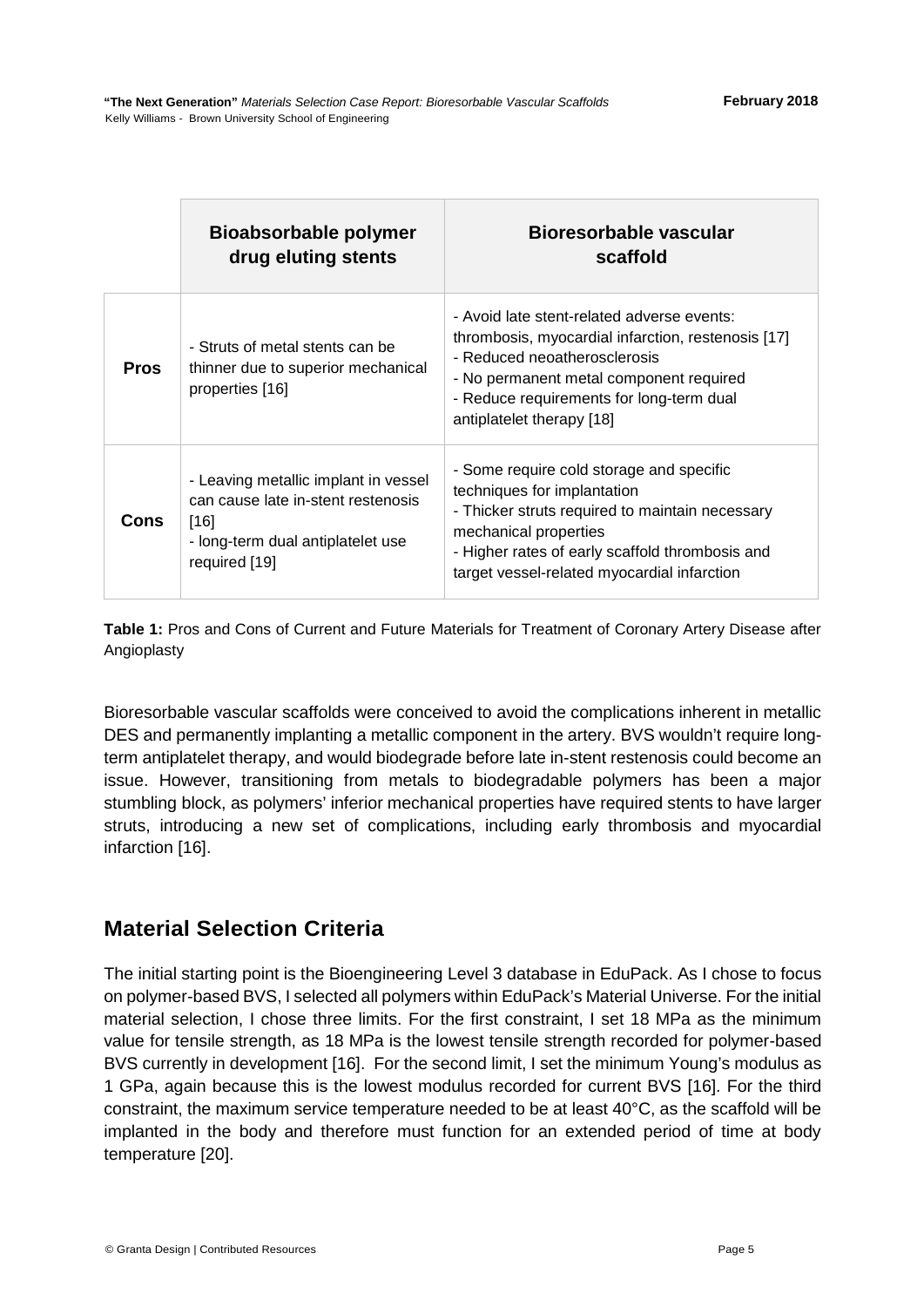| | Bioabsorbable polymer drug eluting stents | Bioresorbable vascular scaffold |
|---|---|---|
| **Pros** | - Struts of metal stents can be thinner due to superior mechanical properties [16] | - Avoid late stent-related adverse events: thrombosis, myocardial infarction, restenosis [17]<br>- Reduced neoatherosclerosis<br>- No permanent metal component required<br>- Reduce requirements for long-term dual antiplatelet therapy [18] |
| **Cons** | - Leaving metallic implant in vessel can cause late in-stent restenosis [16]<br>- long-term dual antiplatelet use required [19] | - Some require cold storage and specific techniques for implantation<br>- Thicker struts required to maintain necessary mechanical properties<br>- Higher rates of early scaffold thrombosis and target vessel-related myocardial infarction |

**Table 1:** Pros and Cons of Current and Future Materials for Treatment of Coronary Artery Disease after Angioplasty

Bioresorbable vascular scaffolds were conceived to avoid the complications inherent in metallic DES and permanently implanting a metallic component in the artery. BVS wouldn't require long-term antiplatelet therapy, and would biodegrade before late in-stent restenosis could become an issue. However, transitioning from metals to biodegradable polymers has been a major stumbling block, as polymers' inferior mechanical properties have required stents to have larger struts, introducing a new set of complications, including early thrombosis and myocardial infarction [16].

## Material Selection Criteria

The initial starting point is the Bioengineering Level 3 database in EduPack. As I chose to focus on polymer-based BVS, I selected all polymers within EduPack's Material Universe. For the initial material selection, I chose three limits. For the first constraint, I set 18 MPa as the minimum value for tensile strength, as 18 MPa is the lowest tensile strength recorded for polymer-based BVS currently in development [16]. For the second limit, I set the minimum Young's modulus as 1 GPa, again because this is the lowest modulus recorded for current BVS [16]. For the third constraint, the maximum service temperature needed to be at least 40°C, as the scaffold will be implanted in the body and therefore must function for an extended period of time at body temperature [20].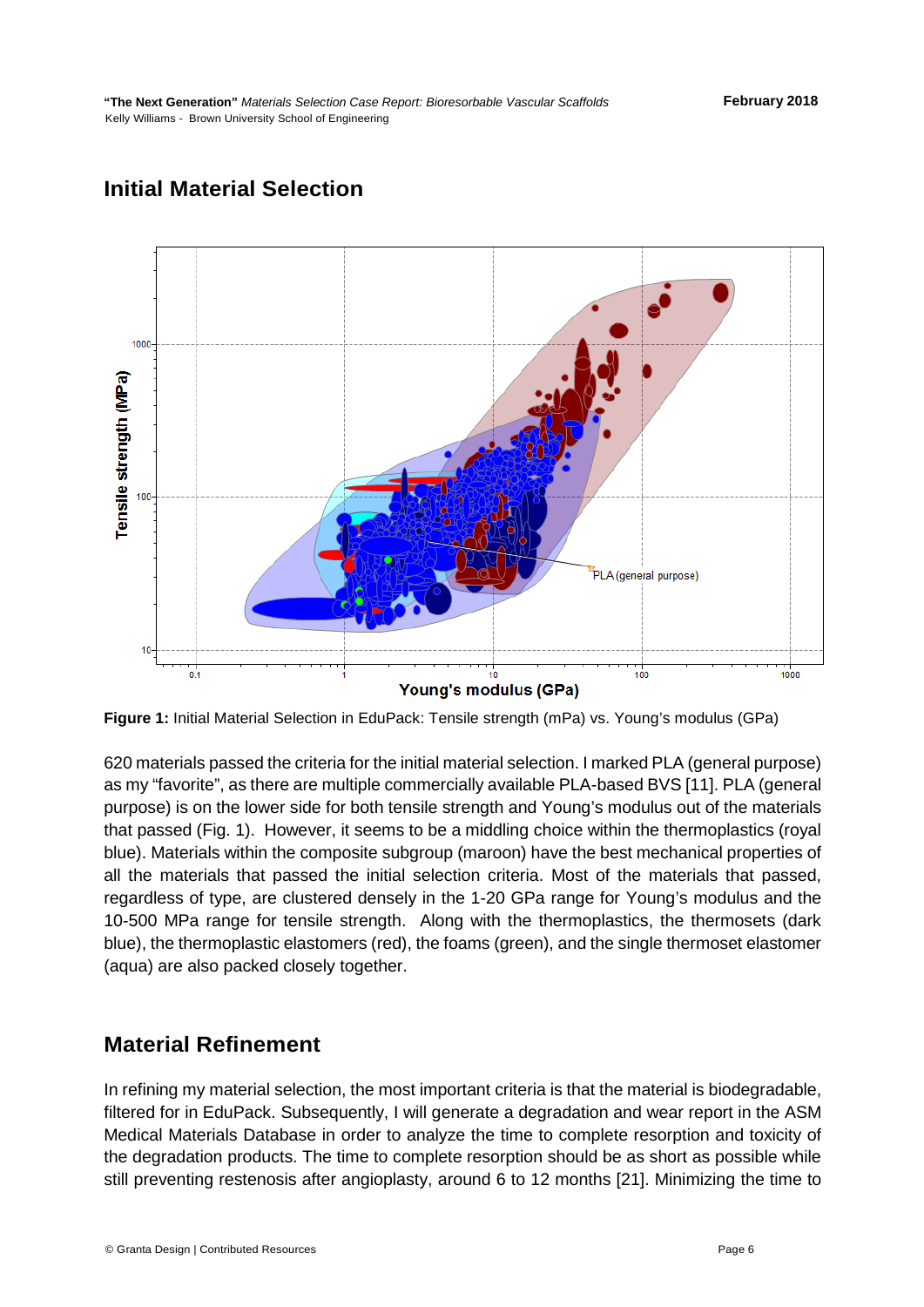## Initial Material Selection

**Figure 1:** Initial Material Selection in EduPack: Tensile strength (mPa) vs. Young's modulus (GPa)

620 materials passed the criteria for the initial material selection. I marked PLA (general purpose) as my "favorite", as there are multiple commercially available PLA-based BVS [11]. PLA (general purpose) is on the lower side for both tensile strength and Young's modulus out of the materials that passed (Fig. 1). However, it seems to be a middling choice within the thermoplastics (royal blue). Materials within the composite subgroup (maroon) have the best mechanical properties of all the materials that passed the initial selection criteria. Most of the materials that passed, regardless of type, are clustered densely in the 1-20 GPa range for Young's modulus and the 10-500 MPa range for tensile strength. Along with the thermoplastics, the thermosets (dark blue), the thermoplastic elastomers (red), the foams (green), and the single thermoset elastomer (aqua) are also packed closely together.

## Material Refinement

In refining my material selection, the most important criteria is that the material is biodegradable, filtered for in EduPack. Subsequently, I will generate a degradation and wear report in the ASM Medical Materials Database in order to analyze the time to complete resorption and toxicity of the degradation products. The time to complete resorption should be as short as possible while still preventing restenosis after angioplasty, around 6 to 12 months [21]. Minimizing the time to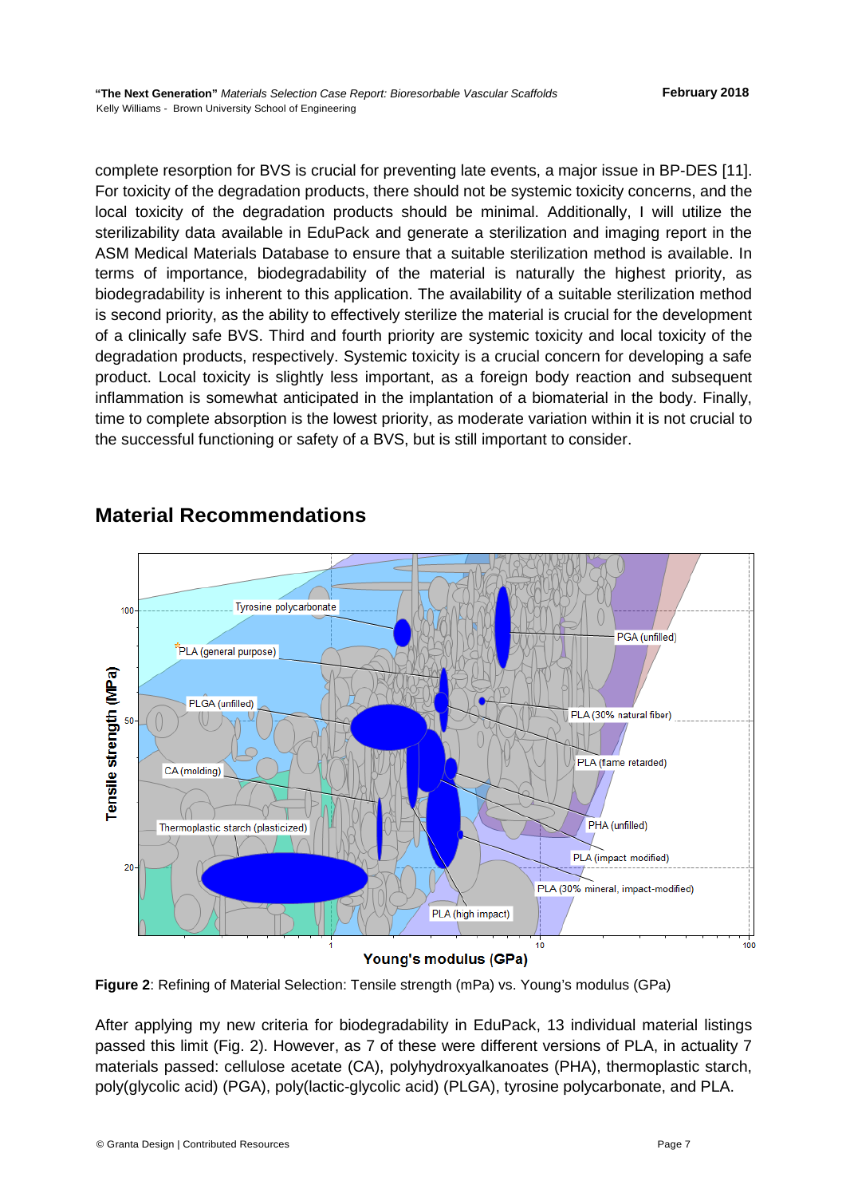complete resorption for BVS is crucial for preventing late events, a major issue in BP-DES [11]. For toxicity of the degradation products, there should not be systemic toxicity concerns, and the local toxicity of the degradation products should be minimal. Additionally, I will utilize the sterilizability data available in EduPack and generate a sterilization and imaging report in the ASM Medical Materials Database to ensure that a suitable sterilization method is available. In terms of importance, biodegradability of the material is naturally the highest priority, as biodegradability is inherent to this application. The availability of a suitable sterilization method is second priority, as the ability to effectively sterilize the material is crucial for the development of a clinically safe BVS. Third and fourth priority are systemic toxicity and local toxicity of the degradation products, respectively. Systemic toxicity is a crucial concern for developing a safe product. Local toxicity is slightly less important, as a foreign body reaction and subsequent inflammation is somewhat anticipated in the implantation of a biomaterial in the body. Finally, time to complete absorption is the lowest priority, as moderate variation within it is not crucial to the successful functioning or safety of a BVS, but is still important to consider.

## Material Recommendations

**Figure 2**: Refining of Material Selection: Tensile strength (mPa) vs. Young's modulus (GPa)

After applying my new criteria for biodegradability in EduPack, 13 individual material listings passed this limit (Fig. 2). However, as 7 of these were different versions of PLA, in actuality 7 materials passed: cellulose acetate (CA), polyhydroxyalkanoates (PHA), thermoplastic starch, poly(glycolic acid) (PGA), poly(lactic-glycolic acid) (PLGA), tyrosine polycarbonate, and PLA.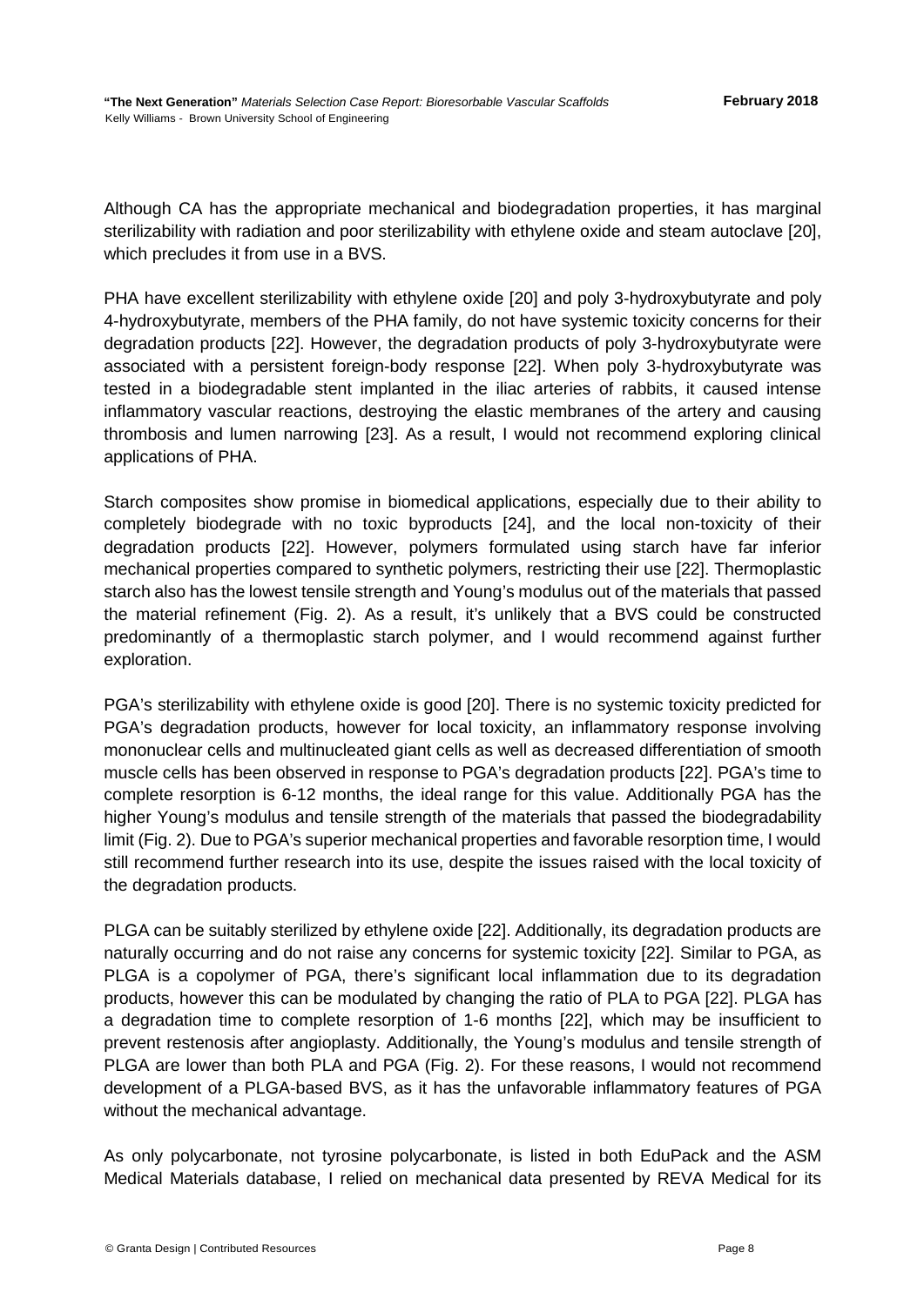Although CA has the appropriate mechanical and biodegradation properties, it has marginal sterilizability with radiation and poor sterilizability with ethylene oxide and steam autoclave [20], which precludes it from use in a BVS.

PHA have excellent sterilizability with ethylene oxide [20] and poly 3-hydroxybutyrate and poly 4-hydroxybutyrate, members of the PHA family, do not have systemic toxicity concerns for their degradation products [22]. However, the degradation products of poly 3-hydroxybutyrate were associated with a persistent foreign-body response [22]. When poly 3-hydroxybutyrate was tested in a biodegradable stent implanted in the iliac arteries of rabbits, it caused intense inflammatory vascular reactions, destroying the elastic membranes of the artery and causing thrombosis and lumen narrowing [23]. As a result, I would not recommend exploring clinical applications of PHA.

Starch composites show promise in biomedical applications, especially due to their ability to completely biodegrade with no toxic byproducts [24], and the local non-toxicity of their degradation products [22]. However, polymers formulated using starch have far inferior mechanical properties compared to synthetic polymers, restricting their use [22]. Thermoplastic starch also has the lowest tensile strength and Young's modulus out of the materials that passed the material refinement (Fig. 2). As a result, it's unlikely that a BVS could be constructed predominantly of a thermoplastic starch polymer, and I would recommend against further exploration.

PGA's sterilizability with ethylene oxide is good [20]. There is no systemic toxicity predicted for PGA's degradation products, however for local toxicity, an inflammatory response involving mononuclear cells and multinucleated giant cells as well as decreased differentiation of smooth muscle cells has been observed in response to PGA's degradation products [22]. PGA's time to complete resorption is 6-12 months, the ideal range for this value. Additionally PGA has the higher Young's modulus and tensile strength of the materials that passed the biodegradability limit (Fig. 2). Due to PGA's superior mechanical properties and favorable resorption time, I would still recommend further research into its use, despite the issues raised with the local toxicity of the degradation products.

PLGA can be suitably sterilized by ethylene oxide [22]. Additionally, its degradation products are naturally occurring and do not raise any concerns for systemic toxicity [22]. Similar to PGA, as PLGA is a copolymer of PGA, there's significant local inflammation due to its degradation products, however this can be modulated by changing the ratio of PLA to PGA [22]. PLGA has a degradation time to complete resorption of 1-6 months [22], which may be insufficient to prevent restenosis after angioplasty. Additionally, the Young's modulus and tensile strength of PLGA are lower than both PLA and PGA (Fig. 2). For these reasons, I would not recommend development of a PLGA-based BVS, as it has the unfavorable inflammatory features of PGA without the mechanical advantage.

As only polycarbonate, not tyrosine polycarbonate, is listed in both EduPack and the ASM Medical Materials database, I relied on mechanical data presented by REVA Medical for its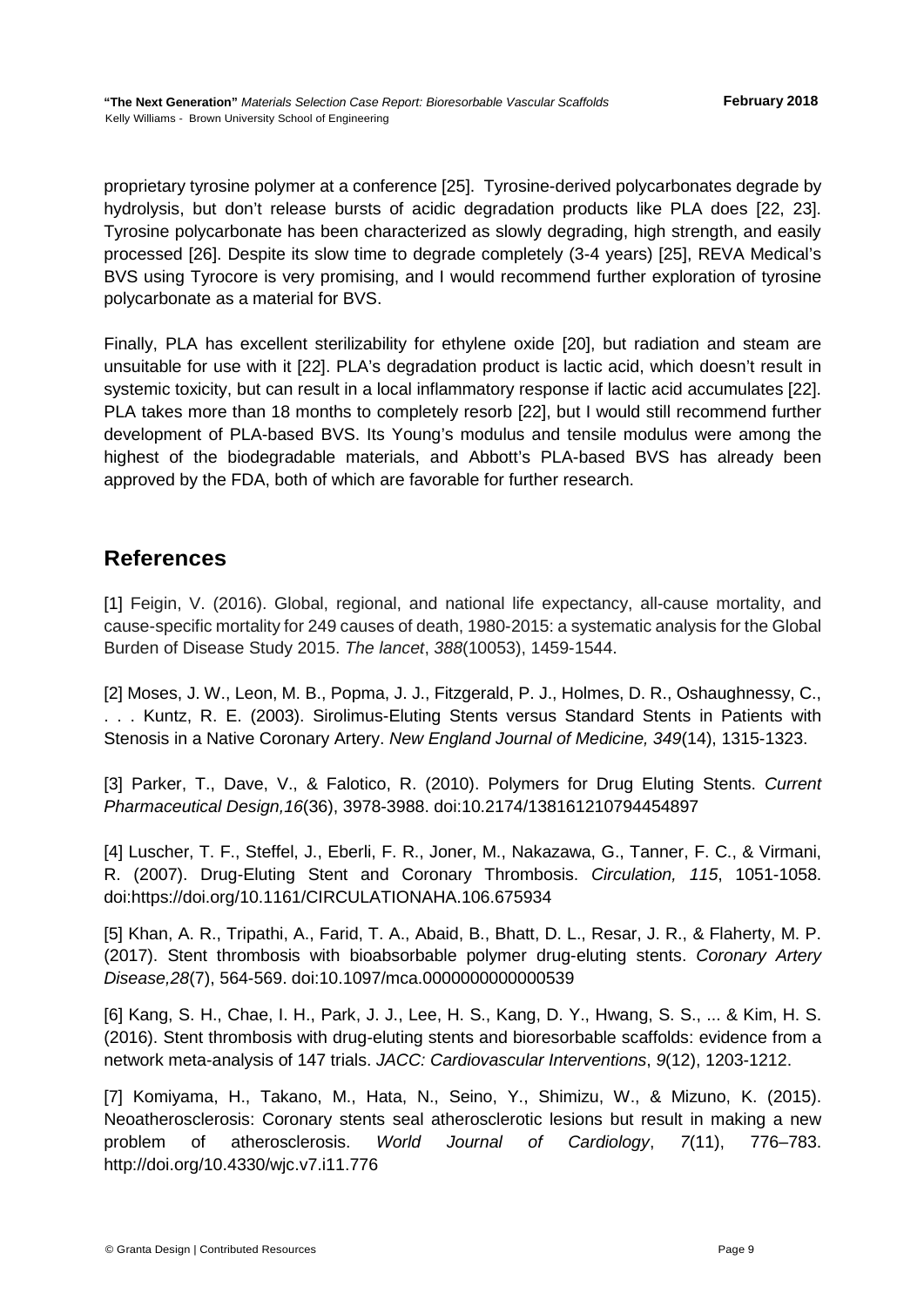proprietary tyrosine polymer at a conference [25]. Tyrosine-derived polycarbonates degrade by hydrolysis, but don't release bursts of acidic degradation products like PLA does [22, 23]. Tyrosine polycarbonate has been characterized as slowly degrading, high strength, and easily processed [26]. Despite its slow time to degrade completely (3-4 years) [25], REVA Medical's BVS using Tyrocore is very promising, and I would recommend further exploration of tyrosine polycarbonate as a material for BVS.

Finally, PLA has excellent sterilizability for ethylene oxide [20], but radiation and steam are unsuitable for use with it [22]. PLA's degradation product is lactic acid, which doesn't result in systemic toxicity, but can result in a local inflammatory response if lactic acid accumulates [22]. PLA takes more than 18 months to completely resorb [22], but I would still recommend further development of PLA-based BVS. Its Young's modulus and tensile modulus were among the highest of the biodegradable materials, and Abbott's PLA-based BVS has already been approved by the FDA, both of which are favorable for further research.

## References

[1] Feigin, V. (2016). Global, regional, and national life expectancy, all-cause mortality, and cause-specific mortality for 249 causes of death, 1980-2015: a systematic analysis for the Global Burden of Disease Study 2015. *The lancet*, *388*(10053), 1459-1544.

[2] Moses, J. W., Leon, M. B., Popma, J. J., Fitzgerald, P. J., Holmes, D. R., Oshaughnessy, C., . . . Kuntz, R. E. (2003). Sirolimus-Eluting Stents versus Standard Stents in Patients with Stenosis in a Native Coronary Artery. *New England Journal of Medicine, 349*(14), 1315-1323.

[3] Parker, T., Dave, V., & Falotico, R. (2010). Polymers for Drug Eluting Stents. *Current Pharmaceutical Design,16*(36), 3978-3988. doi:10.2174/138161210794454897

[4] Luscher, T. F., Steffel, J., Eberli, F. R., Joner, M., Nakazawa, G., Tanner, F. C., & Virmani, R. (2007). Drug-Eluting Stent and Coronary Thrombosis. *Circulation, 115*, 1051-1058. doi:https://doi.org/10.1161/CIRCULATIONAHA.106.675934

[5] Khan, A. R., Tripathi, A., Farid, T. A., Abaid, B., Bhatt, D. L., Resar, J. R., & Flaherty, M. P. (2017). Stent thrombosis with bioabsorbable polymer drug-eluting stents. *Coronary Artery Disease,28*(7), 564-569. doi:10.1097/mca.0000000000000539

[6] Kang, S. H., Chae, I. H., Park, J. J., Lee, H. S., Kang, D. Y., Hwang, S. S., ... & Kim, H. S. (2016). Stent thrombosis with drug-eluting stents and bioresorbable scaffolds: evidence from a network meta-analysis of 147 trials. *JACC: Cardiovascular Interventions*, *9*(12), 1203-1212.

[7] Komiyama, H., Takano, M., Hata, N., Seino, Y., Shimizu, W., & Mizuno, K. (2015). Neoatherosclerosis: Coronary stents seal atherosclerotic lesions but result in making a new problem of atherosclerosis. *World Journal of Cardiology*, *7*(11), 776–783. http://doi.org/10.4330/wjc.v7.i11.776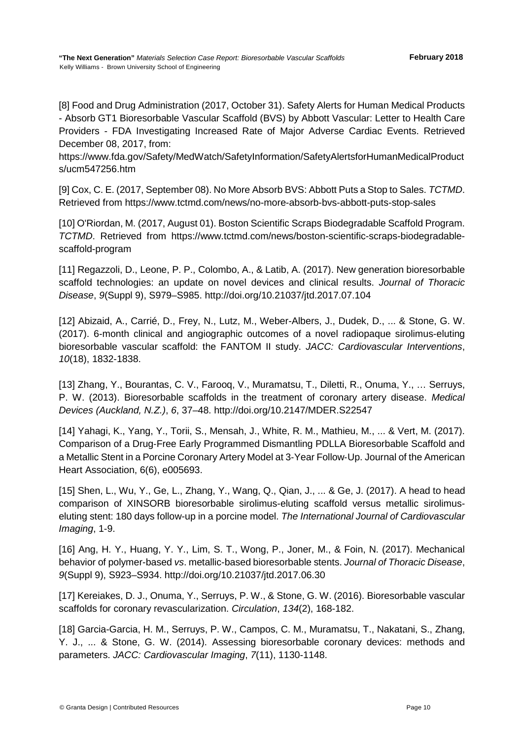[8] Food and Drug Administration (2017, October 31). Safety Alerts for Human Medical Products - Absorb GT1 Bioresorbable Vascular Scaffold (BVS) by Abbott Vascular: Letter to Health Care Providers - FDA Investigating Increased Rate of Major Adverse Cardiac Events. Retrieved December 08, 2017, from: https://www.fda.gov/Safety/MedWatch/SafetyInformation/SafetyAlertsforHumanMedicalProducts/ucm547256.htm

[9] Cox, C. E. (2017, September 08). No More Absorb BVS: Abbott Puts a Stop to Sales. *TCTMD*. Retrieved from https://www.tctmd.com/news/no-more-absorb-bvs-abbott-puts-stop-sales

[10] O'Riordan, M. (2017, August 01). Boston Scientific Scraps Biodegradable Scaffold Program. *TCTMD*. Retrieved from https://www.tctmd.com/news/boston-scientific-scraps-biodegradable-scaffold-program

[11] Regazzoli, D., Leone, P. P., Colombo, A., & Latib, A. (2017). New generation bioresorbable scaffold technologies: an update on novel devices and clinical results. *Journal of Thoracic Disease*, *9*(Suppl 9), S979–S985. http://doi.org/10.21037/jtd.2017.07.104

[12] Abizaid, A., Carrié, D., Frey, N., Lutz, M., Weber-Albers, J., Dudek, D., ... & Stone, G. W. (2017). 6-month clinical and angiographic outcomes of a novel radiopaque sirolimus-eluting bioresorbable vascular scaffold: the FANTOM II study. *JACC: Cardiovascular Interventions*, *10*(18), 1832-1838.

[13] Zhang, Y., Bourantas, C. V., Farooq, V., Muramatsu, T., Diletti, R., Onuma, Y., … Serruys, P. W. (2013). Bioresorbable scaffolds in the treatment of coronary artery disease. *Medical Devices (Auckland, N.Z.)*, *6*, 37–48. http://doi.org/10.2147/MDER.S22547

[14] Yahagi, K., Yang, Y., Torii, S., Mensah, J., White, R. M., Mathieu, M., ... & Vert, M. (2017). Comparison of a Drug-Free Early Programmed Dismantling PDLLA Bioresorbable Scaffold and a Metallic Stent in a Porcine Coronary Artery Model at 3-Year Follow-Up. Journal of the American Heart Association, 6(6), e005693.

[15] Shen, L., Wu, Y., Ge, L., Zhang, Y., Wang, Q., Qian, J., ... & Ge, J. (2017). A head to head comparison of XINSORB bioresorbable sirolimus-eluting scaffold versus metallic sirolimus-eluting stent: 180 days follow-up in a porcine model. *The International Journal of Cardiovascular Imaging*, 1-9.

[16] Ang, H. Y., Huang, Y. Y., Lim, S. T., Wong, P., Joner, M., & Foin, N. (2017). Mechanical behavior of polymer-based *vs*. metallic-based bioresorbable stents. *Journal of Thoracic Disease*, *9*(Suppl 9), S923–S934. http://doi.org/10.21037/jtd.2017.06.30

[17] Kereiakes, D. J., Onuma, Y., Serruys, P. W., & Stone, G. W. (2016). Bioresorbable vascular scaffolds for coronary revascularization. *Circulation*, *134*(2), 168-182.

[18] Garcia-Garcia, H. M., Serruys, P. W., Campos, C. M., Muramatsu, T., Nakatani, S., Zhang, Y. J., ... & Stone, G. W. (2014). Assessing bioresorbable coronary devices: methods and parameters. *JACC: Cardiovascular Imaging*, *7*(11), 1130-1148.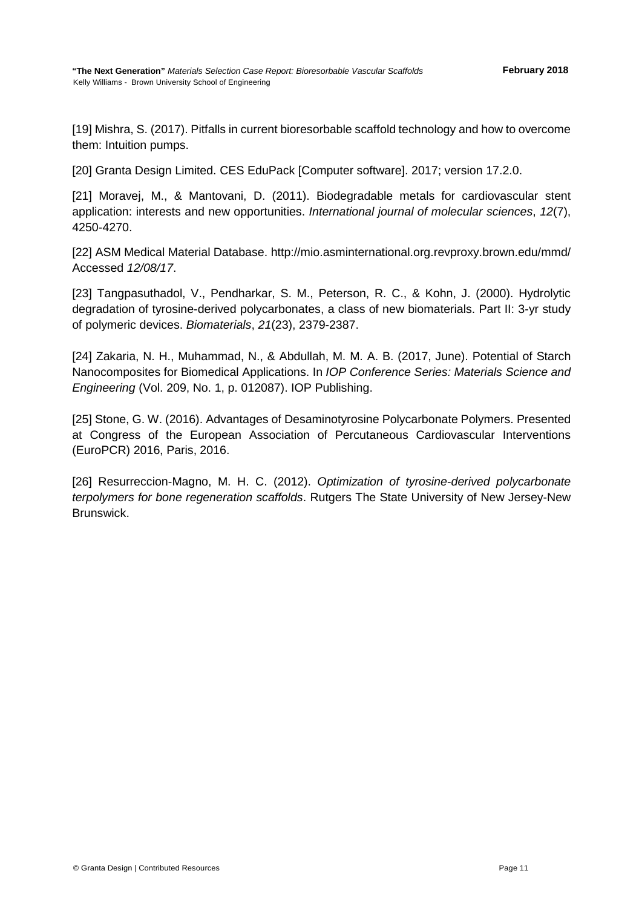[19] Mishra, S. (2017). Pitfalls in current bioresorbable scaffold technology and how to overcome them: Intuition pumps.

[20] Granta Design Limited. CES EduPack [Computer software]. 2017; version 17.2.0.

[21] Moravej, M., & Mantovani, D. (2011). Biodegradable metals for cardiovascular stent application: interests and new opportunities. *International journal of molecular sciences*, *12*(7), 4250-4270.

[22] ASM Medical Material Database. http://mio.asminternational.org.revproxy.brown.edu/mmd/ Accessed *12/08/17*.

[23] Tangpasuthadol, V., Pendharkar, S. M., Peterson, R. C., & Kohn, J. (2000). Hydrolytic degradation of tyrosine-derived polycarbonates, a class of new biomaterials. Part II: 3-yr study of polymeric devices. *Biomaterials*, *21*(23), 2379-2387.

[24] Zakaria, N. H., Muhammad, N., & Abdullah, M. M. A. B. (2017, June). Potential of Starch Nanocomposites for Biomedical Applications. In *IOP Conference Series: Materials Science and Engineering* (Vol. 209, No. 1, p. 012087). IOP Publishing.

[25] Stone, G. W. (2016). Advantages of Desaminotyrosine Polycarbonate Polymers. Presented at Congress of the European Association of Percutaneous Cardiovascular Interventions (EuroPCR) 2016, Paris, 2016.

[26] Resurreccion-Magno, M. H. C. (2012). *Optimization of tyrosine-derived polycarbonate terpolymers for bone regeneration scaffolds*. Rutgers The State University of New Jersey-New Brunswick.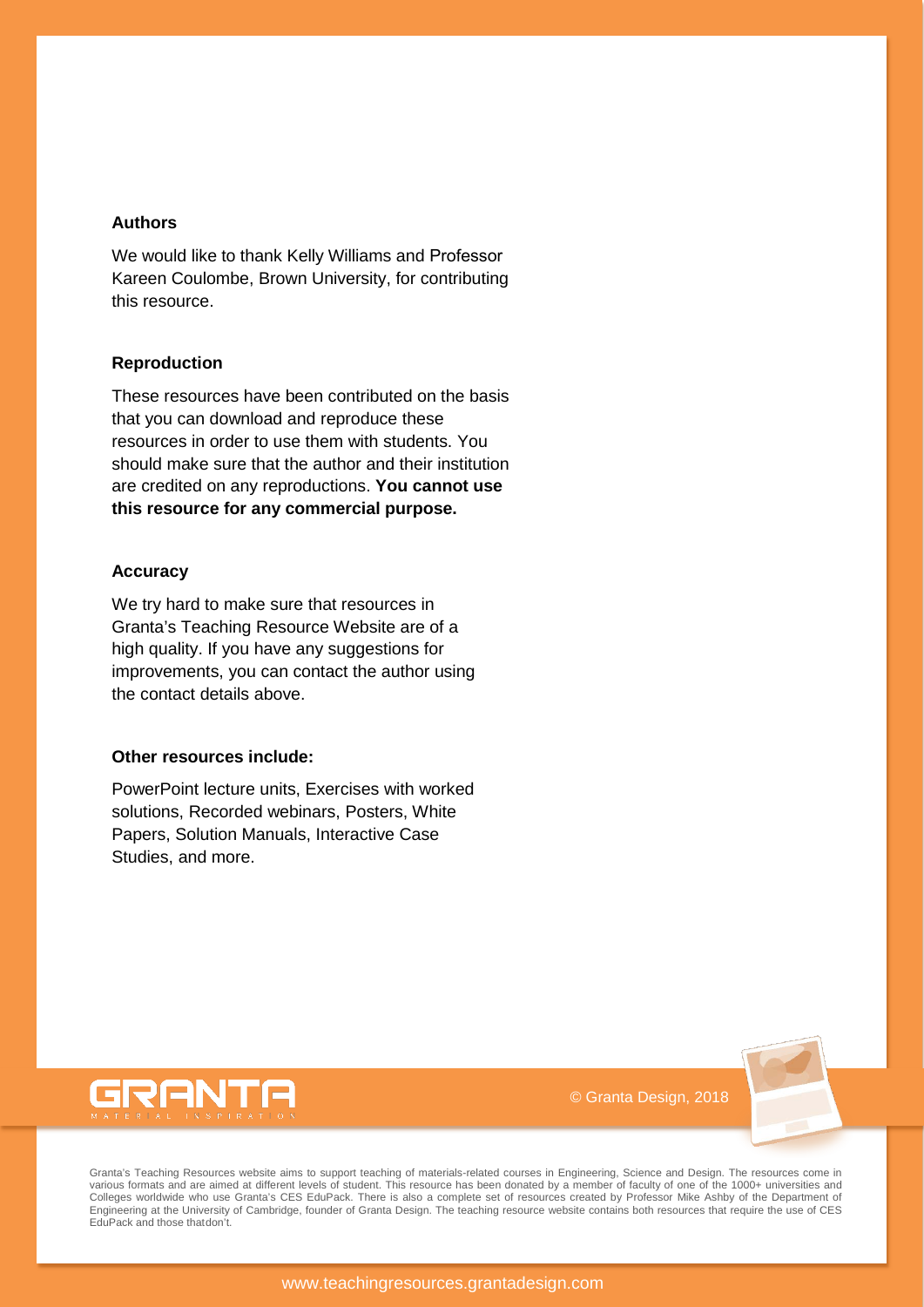**Authors**

We would like to thank Kelly Williams and Professor Kareen Coulombe, Brown University, for contributing this resource.

**Reproduction**

These resources have been contributed on the basis that you can download and reproduce these resources in order to use them with students. You should make sure that the author and their institution are credited on any reproductions. **You cannot use this resource for any commercial purpose.**

**Accuracy**

We try hard to make sure that resources in Granta's Teaching Resource Website are of a high quality. If you have any suggestions for improvements, you can contact the author using the contact details above.

**Other resources include:**

PowerPoint lecture units, Exercises with worked solutions, Recorded webinars, Posters, White Papers, Solution Manuals, Interactive Case Studies, and more.

GRANTA
MATERIAL INSPIRATION

© Granta Design, 2018

Granta's Teaching Resources website aims to support teaching of materials-related courses in Engineering, Science and Design. The resources come in various formats and are aimed at different levels of student. This resource has been donated by a member of faculty of one of the 1000+ universities and Colleges worldwide who use Granta's CES EduPack. There is also a complete set of resources created by Professor Mike Ashby of the Department of Engineering at the University of Cambridge, founder of Granta Design. The teaching resource website contains both resources that require the use of CES EduPack and those thatdon't.

www.teachingresources.grantadesign.com